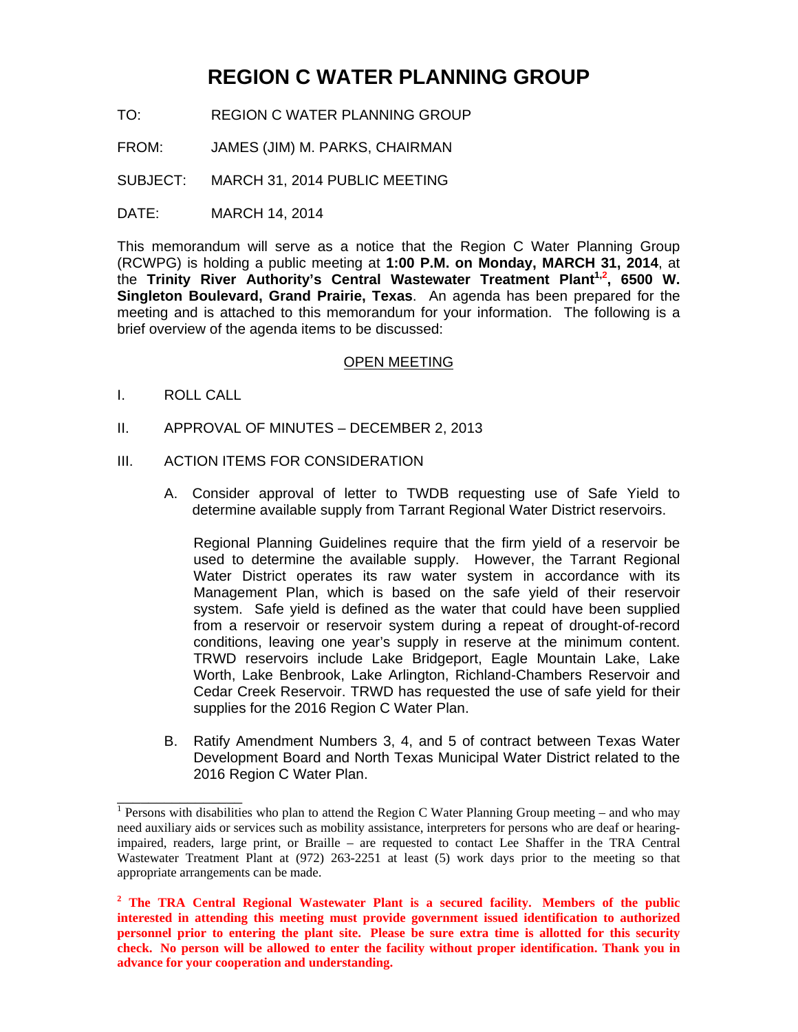# REGION C WATER PLANNING GROUP

TO: REGION C WATER PLANNING GROUP

FROM: JAMES (JIM) M. PARKS, CHAIRMAN

SUBJECT: MARCH 31, 2014 PUBLIC MEETING

DATE: MARCH 14, 2014

This memorandum will serve as a notice that the Region C Water Planning Group (RCWPG) is holding a public meeting at **1:00 P.M. on Monday, MARCH 31, 2014**, at the **Trinity River Authority's Central Wastewater Treatment Plant[1,2], 6500 W. Singleton Boulevard, Grand Prairie, Texas**. An agenda has been prepared for the meeting and is attached to this memorandum for your information. The following is a brief overview of the agenda items to be discussed:

## OPEN MEETING

I. ROLL CALL

II. APPROVAL OF MINUTES – DECEMBER 2, 2013

III. ACTION ITEMS FOR CONSIDERATION

A. Consider approval of letter to TWDB requesting use of Safe Yield to determine available supply from Tarrant Regional Water District reservoirs.

Regional Planning Guidelines require that the firm yield of a reservoir be used to determine the available supply. However, the Tarrant Regional Water District operates its raw water system in accordance with its Management Plan, which is based on the safe yield of their reservoir system. Safe yield is defined as the water that could have been supplied from a reservoir or reservoir system during a repeat of drought-of-record conditions, leaving one year's supply in reserve at the minimum content. TRWD reservoirs include Lake Bridgeport, Eagle Mountain Lake, Lake Worth, Lake Benbrook, Lake Arlington, Richland-Chambers Reservoir and Cedar Creek Reservoir. TRWD has requested the use of safe yield for their supplies for the 2016 Region C Water Plan.

B. Ratify Amendment Numbers 3, 4, and 5 of contract between Texas Water Development Board and North Texas Municipal Water District related to the 2016 Region C Water Plan.

---

[1] Persons with disabilities who plan to attend the Region C Water Planning Group meeting – and who may need auxiliary aids or services such as mobility assistance, interpreters for persons who are deaf or hearing-impaired, readers, large print, or Braille – are requested to contact Lee Shaffer in the TRA Central Wastewater Treatment Plant at (972) 263-2251 at least (5) work days prior to the meeting so that appropriate arrangements can be made.

[2] **The TRA Central Regional Wastewater Plant is a secured facility. Members of the public interested in attending this meeting must provide government issued identification to authorized personnel prior to entering the plant site. Please be sure extra time is allotted for this security check. No person will be allowed to enter the facility without proper identification. Thank you in advance for your cooperation and understanding.**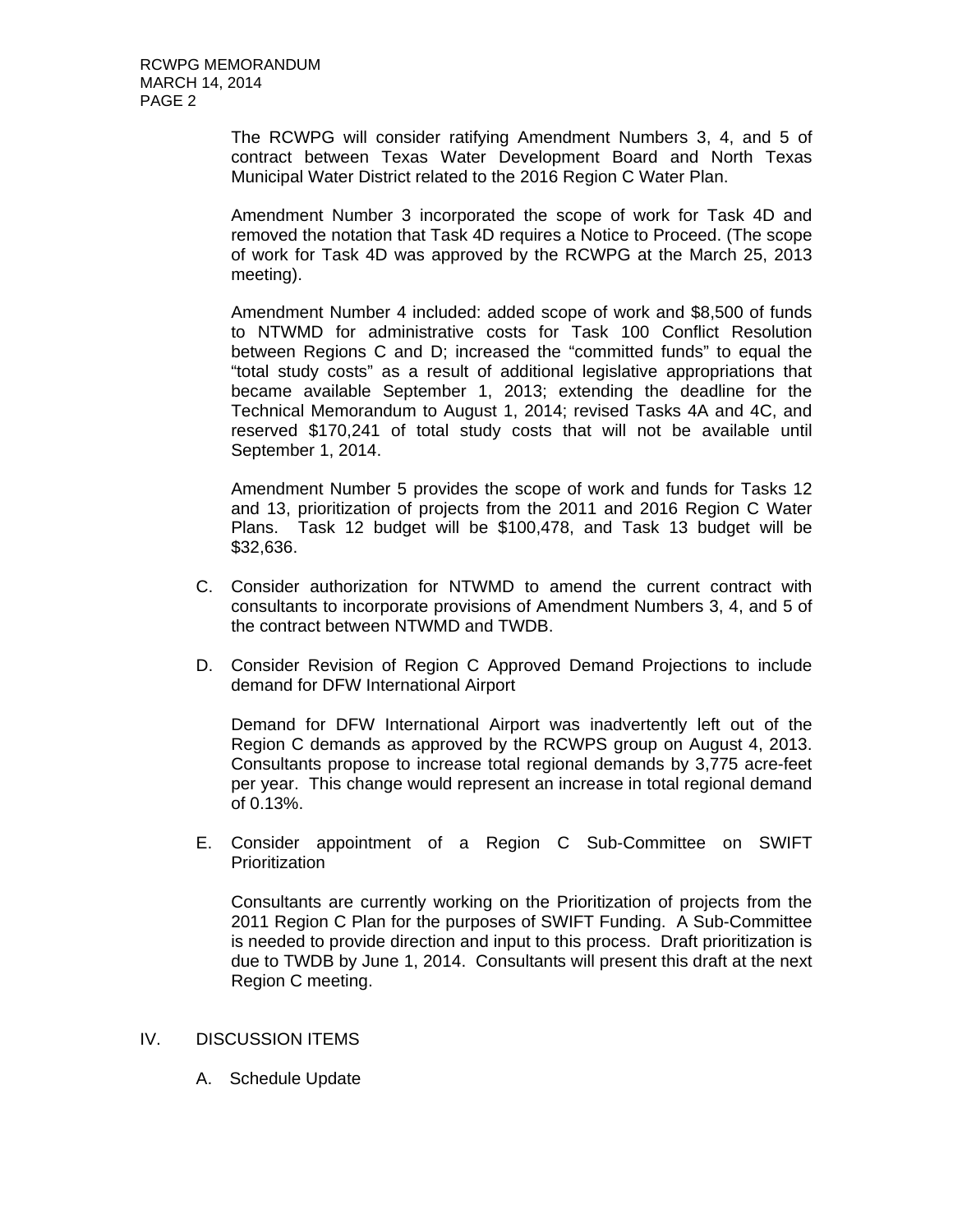The RCWPG will consider ratifying Amendment Numbers 3, 4, and 5 of contract between Texas Water Development Board and North Texas Municipal Water District related to the 2016 Region C Water Plan.

Amendment Number 3 incorporated the scope of work for Task 4D and removed the notation that Task 4D requires a Notice to Proceed. (The scope of work for Task 4D was approved by the RCWPG at the March 25, 2013 meeting).

Amendment Number 4 included: added scope of work and $8,500 of funds to NTWMD for administrative costs for Task 100 Conflict Resolution between Regions C and D; increased the "committed funds" to equal the "total study costs" as a result of additional legislative appropriations that became available September 1, 2013; extending the deadline for the Technical Memorandum to August 1, 2014; revised Tasks 4A and 4C, and reserved $170,241 of total study costs that will not be available until September 1, 2014.

Amendment Number 5 provides the scope of work and funds for Tasks 12 and 13, prioritization of projects from the 2011 and 2016 Region C Water Plans. Task 12 budget will be $100,478, and Task 13 budget will be $32,636.

C. Consider authorization for NTWMD to amend the current contract with consultants to incorporate provisions of Amendment Numbers 3, 4, and 5 of the contract between NTWMD and TWDB.

D. Consider Revision of Region C Approved Demand Projections to include demand for DFW International Airport

   Demand for DFW International Airport was inadvertently left out of the Region C demands as approved by the RCWPS group on August 4, 2013. Consultants propose to increase total regional demands by 3,775 acre-feet per year. This change would represent an increase in total regional demand of 0.13%.

E. Consider appointment of a Region C Sub-Committee on SWIFT Prioritization

   Consultants are currently working on the Prioritization of projects from the 2011 Region C Plan for the purposes of SWIFT Funding. A Sub-Committee is needed to provide direction and input to this process. Draft prioritization is due to TWDB by June 1, 2014. Consultants will present this draft at the next Region C meeting.

IV. DISCUSSION ITEMS

A. Schedule Update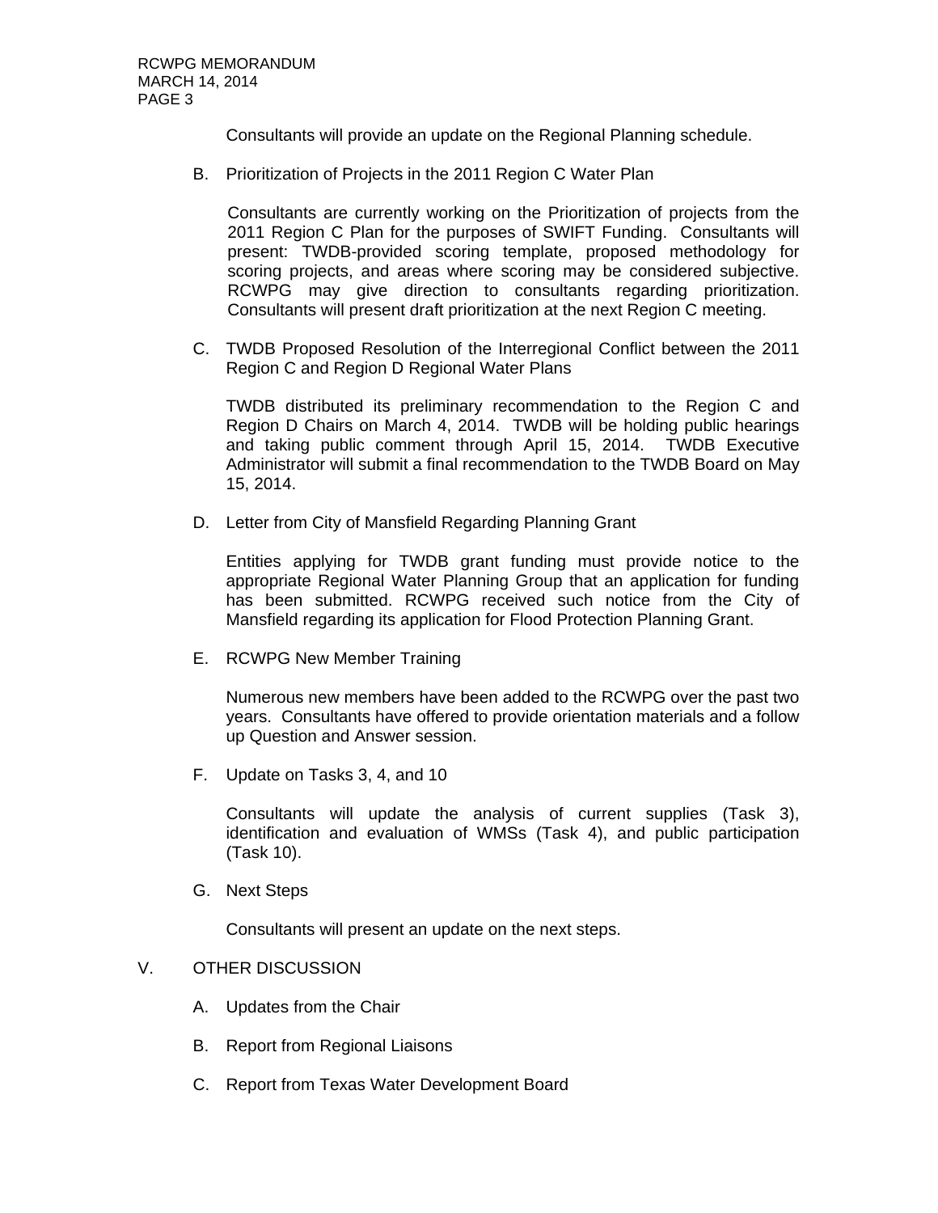Consultants will provide an update on the Regional Planning schedule.

B. Prioritization of Projects in the 2011 Region C Water Plan

   Consultants are currently working on the Prioritization of projects from the 2011 Region C Plan for the purposes of SWIFT Funding. Consultants will present: TWDB-provided scoring template, proposed methodology for scoring projects, and areas where scoring may be considered subjective. RCWPG may give direction to consultants regarding prioritization. Consultants will present draft prioritization at the next Region C meeting.

C. TWDB Proposed Resolution of the Interregional Conflict between the 2011 Region C and Region D Regional Water Plans

   TWDB distributed its preliminary recommendation to the Region C and Region D Chairs on March 4, 2014. TWDB will be holding public hearings and taking public comment through April 15, 2014. TWDB Executive Administrator will submit a final recommendation to the TWDB Board on May 15, 2014.

D. Letter from City of Mansfield Regarding Planning Grant

   Entities applying for TWDB grant funding must provide notice to the appropriate Regional Water Planning Group that an application for funding has been submitted. RCWPG received such notice from the City of Mansfield regarding its application for Flood Protection Planning Grant.

E. RCWPG New Member Training

   Numerous new members have been added to the RCWPG over the past two years. Consultants have offered to provide orientation materials and a follow up Question and Answer session.

F. Update on Tasks 3, 4, and 10

   Consultants will update the analysis of current supplies (Task 3), identification and evaluation of WMSs (Task 4), and public participation (Task 10).

G. Next Steps

   Consultants will present an update on the next steps.

V. OTHER DISCUSSION

A. Updates from the Chair

B. Report from Regional Liaisons

C. Report from Texas Water Development Board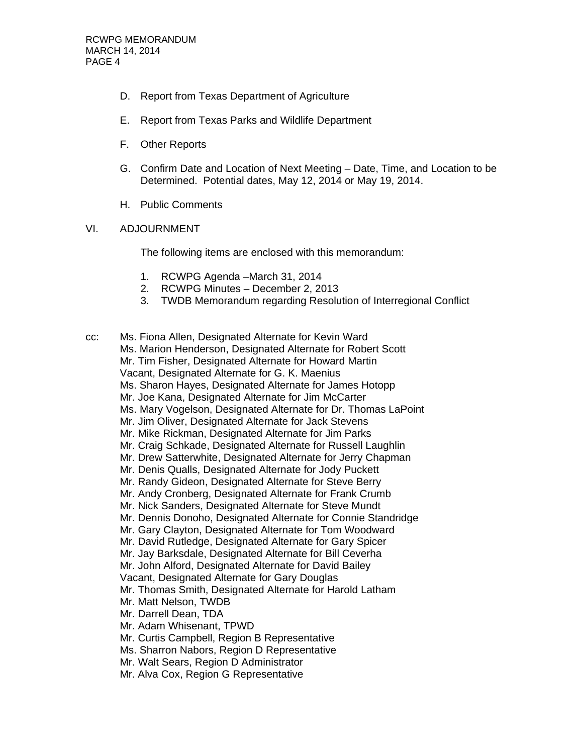D. Report from Texas Department of Agriculture

E. Report from Texas Parks and Wildlife Department

F. Other Reports

G. Confirm Date and Location of Next Meeting – Date, Time, and Location to be Determined. Potential dates, May 12, 2014 or May 19, 2014.

H. Public Comments

VI. ADJOURNMENT

The following items are enclosed with this memorandum:

1. RCWPG Agenda –March 31, 2014
2. RCWPG Minutes – December 2, 2013
3. TWDB Memorandum regarding Resolution of Interregional Conflict

cc: Ms. Fiona Allen, Designated Alternate for Kevin Ward
Ms. Marion Henderson, Designated Alternate for Robert Scott
Mr. Tim Fisher, Designated Alternate for Howard Martin
Vacant, Designated Alternate for G. K. Maenius
Ms. Sharon Hayes, Designated Alternate for James Hotopp
Mr. Joe Kana, Designated Alternate for Jim McCarter
Ms. Mary Vogelson, Designated Alternate for Dr. Thomas LaPoint
Mr. Jim Oliver, Designated Alternate for Jack Stevens
Mr. Mike Rickman, Designated Alternate for Jim Parks
Mr. Craig Schkade, Designated Alternate for Russell Laughlin
Mr. Drew Satterwhite, Designated Alternate for Jerry Chapman
Mr. Denis Qualls, Designated Alternate for Jody Puckett
Mr. Randy Gideon, Designated Alternate for Steve Berry
Mr. Andy Cronberg, Designated Alternate for Frank Crumb
Mr. Nick Sanders, Designated Alternate for Steve Mundt
Mr. Dennis Donoho, Designated Alternate for Connie Standridge
Mr. Gary Clayton, Designated Alternate for Tom Woodward
Mr. David Rutledge, Designated Alternate for Gary Spicer
Mr. Jay Barksdale, Designated Alternate for Bill Ceverha
Mr. John Alford, Designated Alternate for David Bailey
Vacant, Designated Alternate for Gary Douglas
Mr. Thomas Smith, Designated Alternate for Harold Latham
Mr. Matt Nelson, TWDB
Mr. Darrell Dean, TDA
Mr. Adam Whisenant, TPWD
Mr. Curtis Campbell, Region B Representative
Ms. Sharron Nabors, Region D Representative
Mr. Walt Sears, Region D Administrator
Mr. Alva Cox, Region G Representative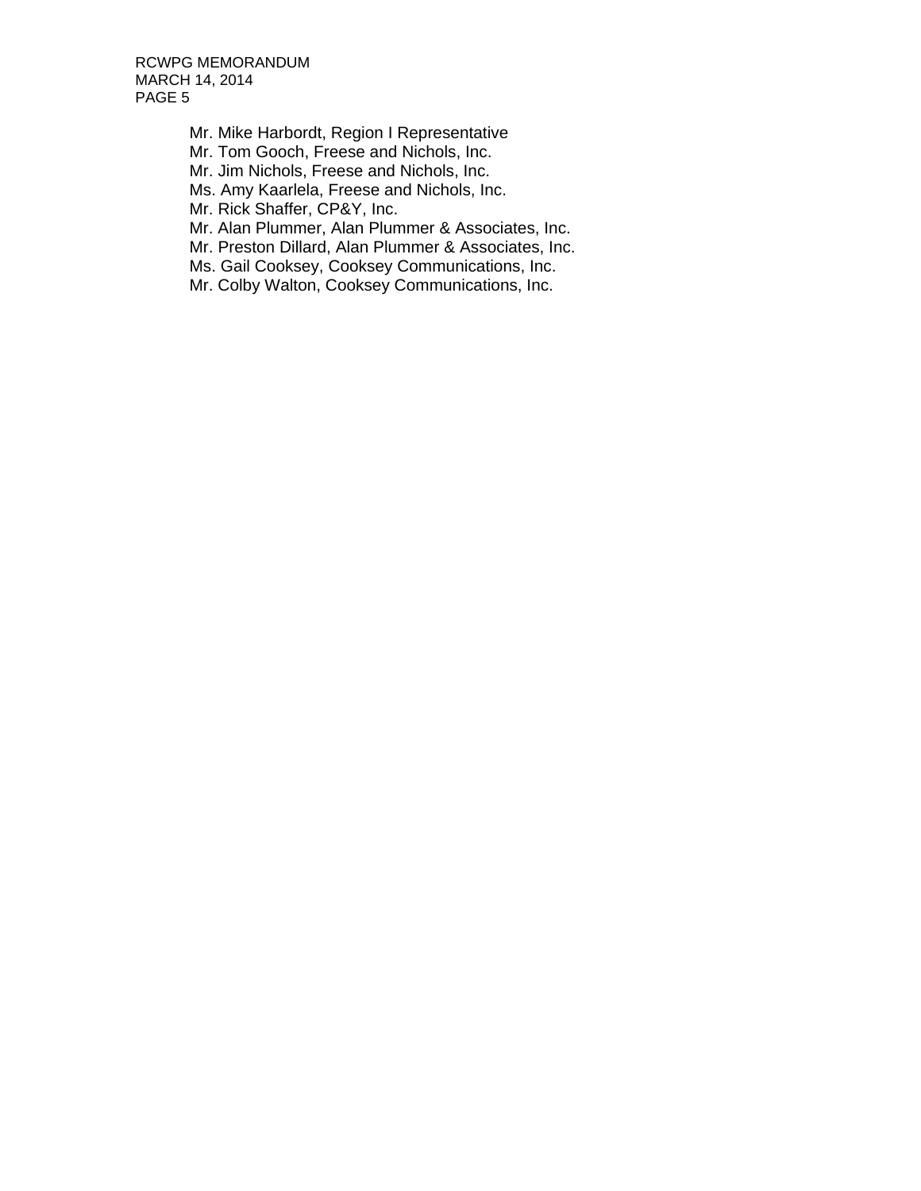Mr. Mike Harbordt, Region I Representative
Mr. Tom Gooch, Freese and Nichols, Inc.
Mr. Jim Nichols, Freese and Nichols, Inc.
Ms. Amy Kaarlela, Freese and Nichols, Inc.
Mr. Rick Shaffer, CP&Y, Inc.
Mr. Alan Plummer, Alan Plummer & Associates, Inc.
Mr. Preston Dillard, Alan Plummer & Associates, Inc.
Ms. Gail Cooksey, Cooksey Communications, Inc.
Mr. Colby Walton, Cooksey Communications, Inc.